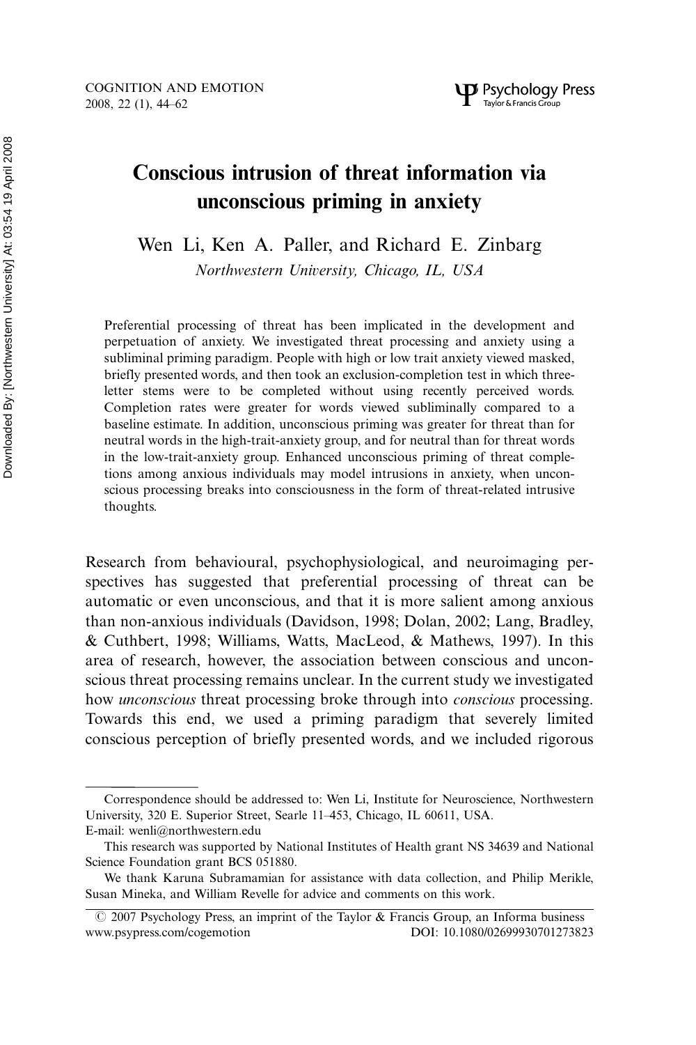# Conscious intrusion of threat information via unconscious priming in anxiety

Wen Li, Ken A. Paller, and Richard E. Zinbarg

*Northwestern University, Chicago, IL, USA*

Preferential processing of threat has been implicated in the development and perpetuation of anxiety. We investigated threat processing and anxiety using a subliminal priming paradigm. People with high or low trait anxiety viewed masked, briefly presented words, and then took an exclusion-completion test in which three-letter stems were to be completed without using recently perceived words. Completion rates were greater for words viewed subliminally compared to a baseline estimate. In addition, unconscious priming was greater for threat than for neutral words in the high-trait-anxiety group, and for neutral than for threat words in the low-trait-anxiety group. Enhanced unconscious priming of threat completions among anxious individuals may model intrusions in anxiety, when unconscious processing breaks into consciousness in the form of threat-related intrusive thoughts.

Research from behavioural, psychophysiological, and neuroimaging perspectives has suggested that preferential processing of threat can be automatic or even unconscious, and that it is more salient among anxious than non-anxious individuals (Davidson, 1998; Dolan, 2002; Lang, Bradley, & Cuthbert, 1998; Williams, Watts, MacLeod, & Mathews, 1997). In this area of research, however, the association between conscious and unconscious threat processing remains unclear. In the current study we investigated how *unconscious* threat processing broke through into *conscious* processing. Towards this end, we used a priming paradigm that severely limited conscious perception of briefly presented words, and we included rigorous

---

Correspondence should be addressed to: Wen Li, Institute for Neuroscience, Northwestern University, 320 E. Superior Street, Searle 11–453, Chicago, IL 60611, USA. E-mail: wenli@northwestern.edu

This research was supported by National Institutes of Health grant NS 34639 and National Science Foundation grant BCS 051880.

We thank Karuna Subramamian for assistance with data collection, and Philip Merikle, Susan Mineka, and William Revelle for advice and comments on this work.

© 2007 Psychology Press, an imprint of the Taylor & Francis Group, an Informa business
www.psypress.com/cogemotion DOI: 10.1080/02699930701273823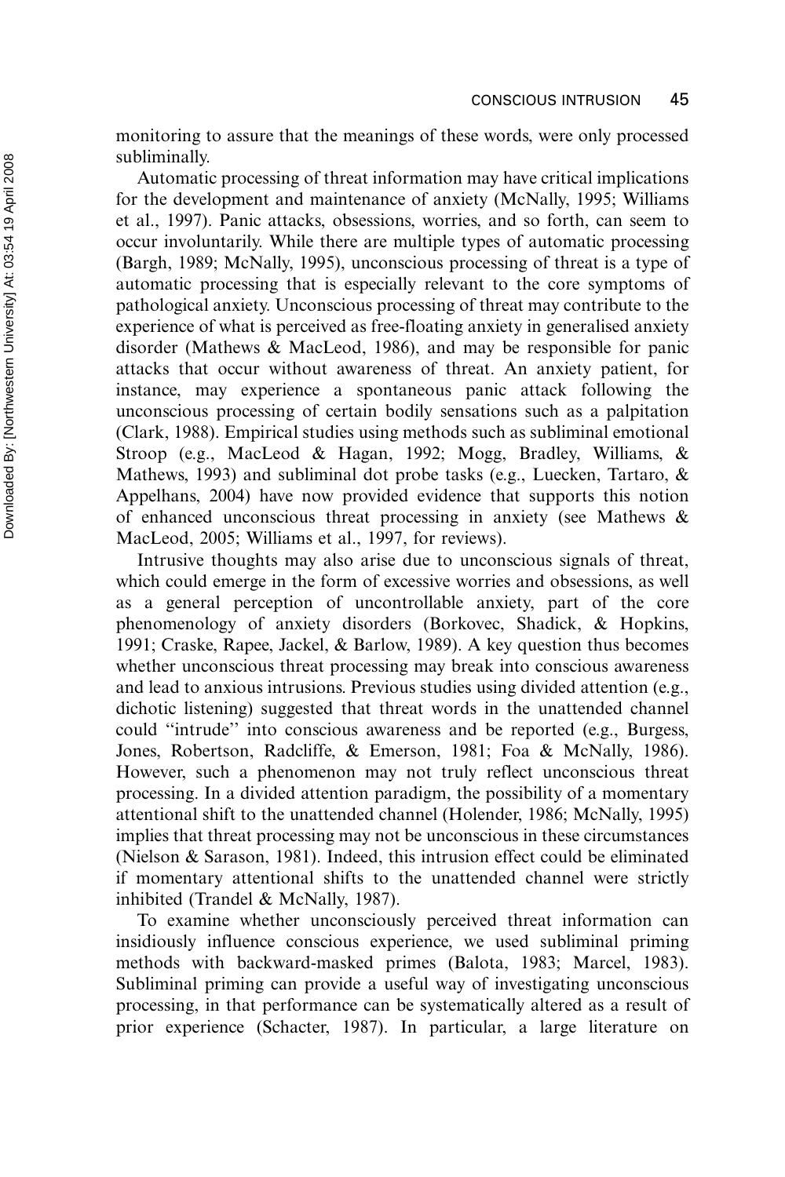monitoring to assure that the meanings of these words, were only processed subliminally.

Automatic processing of threat information may have critical implications for the development and maintenance of anxiety (McNally, 1995; Williams et al., 1997). Panic attacks, obsessions, worries, and so forth, can seem to occur involuntarily. While there are multiple types of automatic processing (Bargh, 1989; McNally, 1995), unconscious processing of threat is a type of automatic processing that is especially relevant to the core symptoms of pathological anxiety. Unconscious processing of threat may contribute to the experience of what is perceived as free-floating anxiety in generalised anxiety disorder (Mathews & MacLeod, 1986), and may be responsible for panic attacks that occur without awareness of threat. An anxiety patient, for instance, may experience a spontaneous panic attack following the unconscious processing of certain bodily sensations such as a palpitation (Clark, 1988). Empirical studies using methods such as subliminal emotional Stroop (e.g., MacLeod & Hagan, 1992; Mogg, Bradley, Williams, & Mathews, 1993) and subliminal dot probe tasks (e.g., Luecken, Tartaro, & Appelhans, 2004) have now provided evidence that supports this notion of enhanced unconscious threat processing in anxiety (see Mathews & MacLeod, 2005; Williams et al., 1997, for reviews).

Intrusive thoughts may also arise due to unconscious signals of threat, which could emerge in the form of excessive worries and obsessions, as well as a general perception of uncontrollable anxiety, part of the core phenomenology of anxiety disorders (Borkovec, Shadick, & Hopkins, 1991; Craske, Rapee, Jackel, & Barlow, 1989). A key question thus becomes whether unconscious threat processing may break into conscious awareness and lead to anxious intrusions. Previous studies using divided attention (e.g., dichotic listening) suggested that threat words in the unattended channel could "intrude" into conscious awareness and be reported (e.g., Burgess, Jones, Robertson, Radcliffe, & Emerson, 1981; Foa & McNally, 1986). However, such a phenomenon may not truly reflect unconscious threat processing. In a divided attention paradigm, the possibility of a momentary attentional shift to the unattended channel (Holender, 1986; McNally, 1995) implies that threat processing may not be unconscious in these circumstances (Nielson & Sarason, 1981). Indeed, this intrusion effect could be eliminated if momentary attentional shifts to the unattended channel were strictly inhibited (Trandel & McNally, 1987).

To examine whether unconsciously perceived threat information can insidiously influence conscious experience, we used subliminal priming methods with backward-masked primes (Balota, 1983; Marcel, 1983). Subliminal priming can provide a useful way of investigating unconscious processing, in that performance can be systematically altered as a result of prior experience (Schacter, 1987). In particular, a large literature on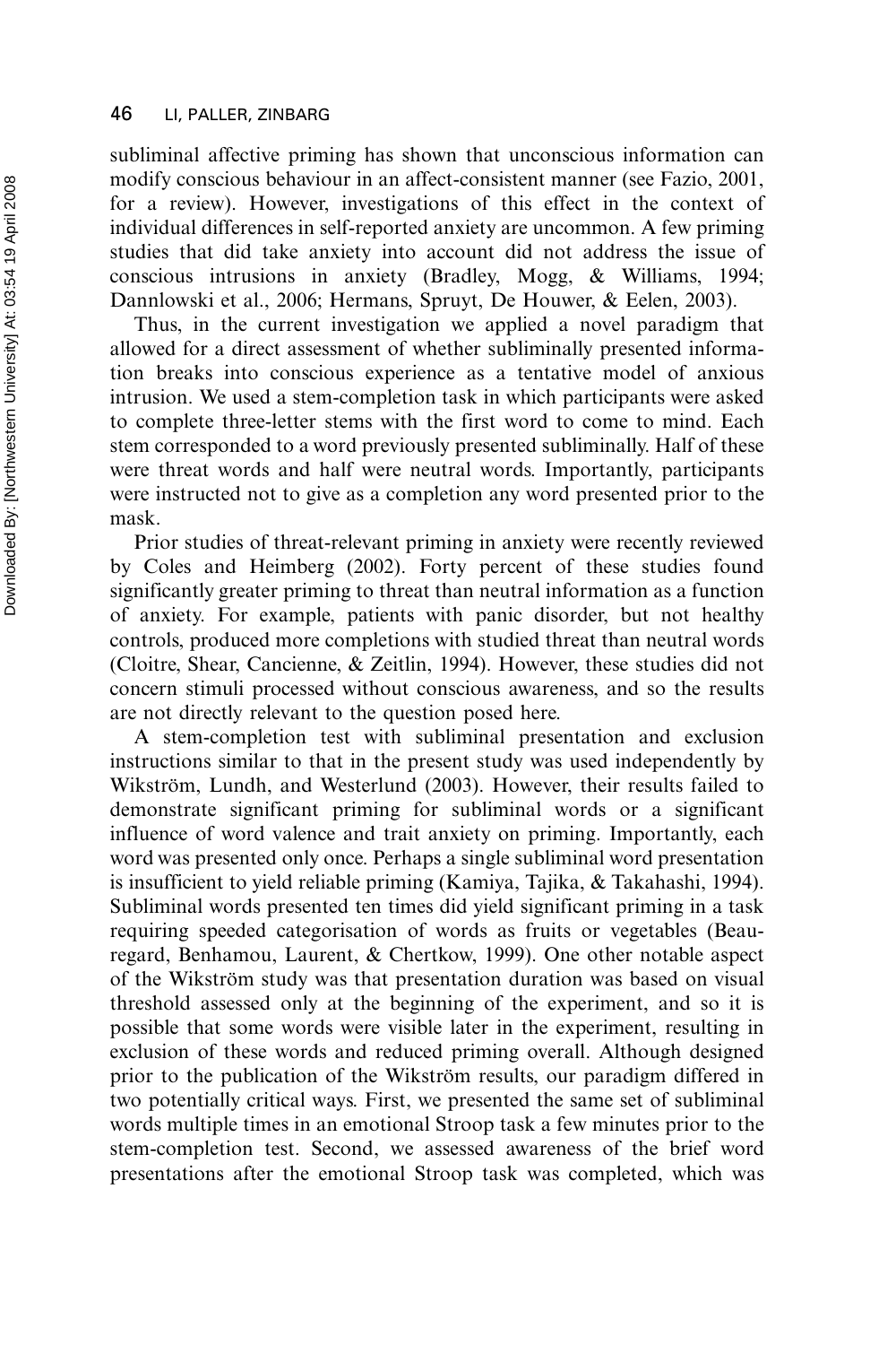subliminal affective priming has shown that unconscious information can modify conscious behaviour in an affect-consistent manner (see Fazio, 2001, for a review). However, investigations of this effect in the context of individual differences in self-reported anxiety are uncommon. A few priming studies that did take anxiety into account did not address the issue of conscious intrusions in anxiety (Bradley, Mogg, & Williams, 1994; Dannlowski et al., 2006; Hermans, Spruyt, De Houwer, & Eelen, 2003).

Thus, in the current investigation we applied a novel paradigm that allowed for a direct assessment of whether subliminally presented information breaks into conscious experience as a tentative model of anxious intrusion. We used a stem-completion task in which participants were asked to complete three-letter stems with the first word to come to mind. Each stem corresponded to a word previously presented subliminally. Half of these were threat words and half were neutral words. Importantly, participants were instructed not to give as a completion any word presented prior to the mask.

Prior studies of threat-relevant priming in anxiety were recently reviewed by Coles and Heimberg (2002). Forty percent of these studies found significantly greater priming to threat than neutral information as a function of anxiety. For example, patients with panic disorder, but not healthy controls, produced more completions with studied threat than neutral words (Cloitre, Shear, Cancienne, & Zeitlin, 1994). However, these studies did not concern stimuli processed without conscious awareness, and so the results are not directly relevant to the question posed here.

A stem-completion test with subliminal presentation and exclusion instructions similar to that in the present study was used independently by Wikström, Lundh, and Westerlund (2003). However, their results failed to demonstrate significant priming for subliminal words or a significant influence of word valence and trait anxiety on priming. Importantly, each word was presented only once. Perhaps a single subliminal word presentation is insufficient to yield reliable priming (Kamiya, Tajika, & Takahashi, 1994). Subliminal words presented ten times did yield significant priming in a task requiring speeded categorisation of words as fruits or vegetables (Beauregard, Benhamou, Laurent, & Chertkow, 1999). One other notable aspect of the Wikström study was that presentation duration was based on visual threshold assessed only at the beginning of the experiment, and so it is possible that some words were visible later in the experiment, resulting in exclusion of these words and reduced priming overall. Although designed prior to the publication of the Wikström results, our paradigm differed in two potentially critical ways. First, we presented the same set of subliminal words multiple times in an emotional Stroop task a few minutes prior to the stem-completion test. Second, we assessed awareness of the brief word presentations after the emotional Stroop task was completed, which was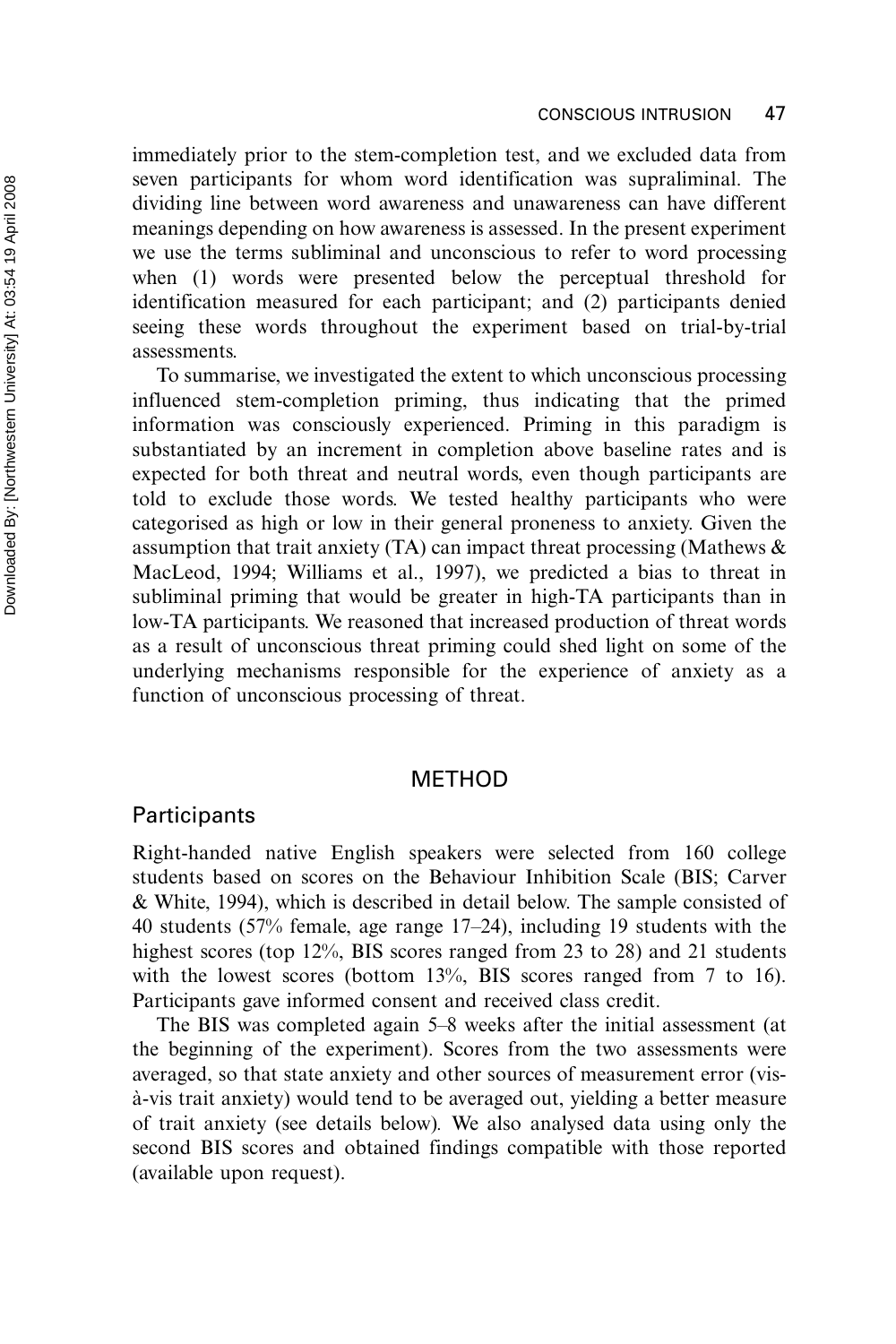immediately prior to the stem-completion test, and we excluded data from seven participants for whom word identification was supraliminal. The dividing line between word awareness and unawareness can have different meanings depending on how awareness is assessed. In the present experiment we use the terms subliminal and unconscious to refer to word processing when (1) words were presented below the perceptual threshold for identification measured for each participant; and (2) participants denied seeing these words throughout the experiment based on trial-by-trial assessments.

To summarise, we investigated the extent to which unconscious processing influenced stem-completion priming, thus indicating that the primed information was consciously experienced. Priming in this paradigm is substantiated by an increment in completion above baseline rates and is expected for both threat and neutral words, even though participants are told to exclude those words. We tested healthy participants who were categorised as high or low in their general proneness to anxiety. Given the assumption that trait anxiety (TA) can impact threat processing (Mathews & MacLeod, 1994; Williams et al., 1997), we predicted a bias to threat in subliminal priming that would be greater in high-TA participants than in low-TA participants. We reasoned that increased production of threat words as a result of unconscious threat priming could shed light on some of the underlying mechanisms responsible for the experience of anxiety as a function of unconscious processing of threat.

# METHOD

## Participants

Right-handed native English speakers were selected from 160 college students based on scores on the Behaviour Inhibition Scale (BIS; Carver & White, 1994), which is described in detail below. The sample consisted of 40 students (57% female, age range 17–24), including 19 students with the highest scores (top 12%, BIS scores ranged from 23 to 28) and 21 students with the lowest scores (bottom 13%, BIS scores ranged from 7 to 16). Participants gave informed consent and received class credit.

The BIS was completed again 5–8 weeks after the initial assessment (at the beginning of the experiment). Scores from the two assessments were averaged, so that state anxiety and other sources of measurement error (vis-à-vis trait anxiety) would tend to be averaged out, yielding a better measure of trait anxiety (see details below). We also analysed data using only the second BIS scores and obtained findings compatible with those reported (available upon request).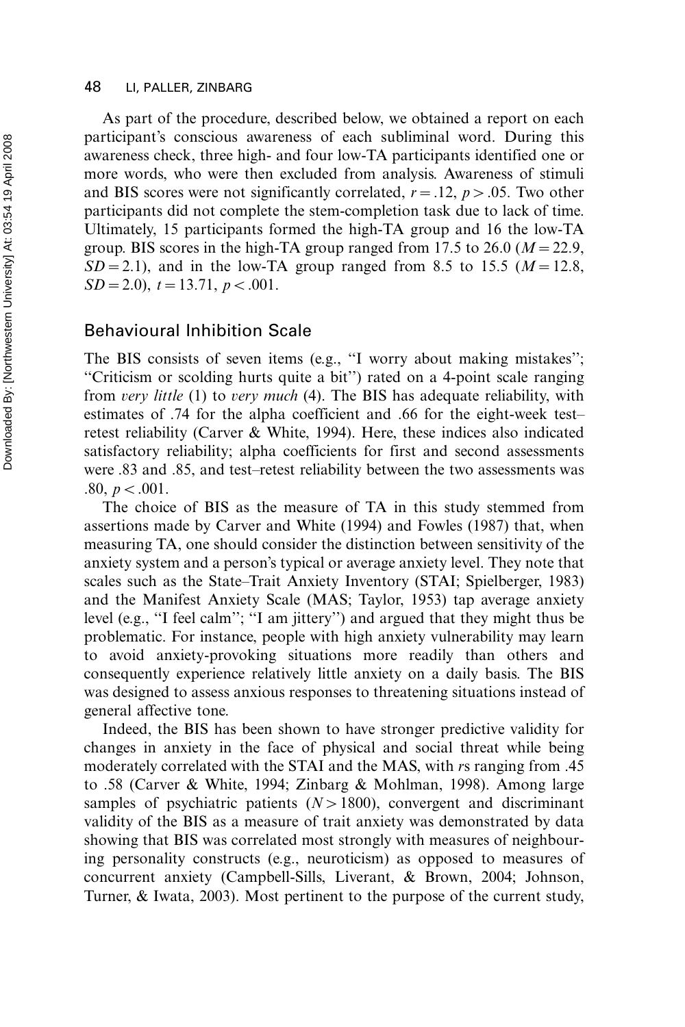As part of the procedure, described below, we obtained a report on each participant's conscious awareness of each subliminal word. During this awareness check, three high- and four low-TA participants identified one or more words, who were then excluded from analysis. Awareness of stimuli and BIS scores were not significantly correlated, $r = .12$, $p > .05$. Two other participants did not complete the stem-completion task due to lack of time. Ultimately, 15 participants formed the high-TA group and 16 the low-TA group. BIS scores in the high-TA group ranged from 17.5 to 26.0 ($M = 22.9$, $SD = 2.1$), and in the low-TA group ranged from 8.5 to 15.5 ($M = 12.8$, $SD = 2.0$), $t = 13.71$, $p < .001$.

## Behavioural Inhibition Scale

The BIS consists of seven items (e.g., "I worry about making mistakes"; "Criticism or scolding hurts quite a bit") rated on a 4-point scale ranging from *very little* (1) to *very much* (4). The BIS has adequate reliability, with estimates of .74 for the alpha coefficient and .66 for the eight-week test–retest reliability (Carver & White, 1994). Here, these indices also indicated satisfactory reliability; alpha coefficients for first and second assessments were .83 and .85, and test–retest reliability between the two assessments was .80, $p < .001$.

The choice of BIS as the measure of TA in this study stemmed from assertions made by Carver and White (1994) and Fowles (1987) that, when measuring TA, one should consider the distinction between sensitivity of the anxiety system and a person's typical or average anxiety level. They note that scales such as the State–Trait Anxiety Inventory (STAI; Spielberger, 1983) and the Manifest Anxiety Scale (MAS; Taylor, 1953) tap average anxiety level (e.g., "I feel calm"; "I am jittery") and argued that they might thus be problematic. For instance, people with high anxiety vulnerability may learn to avoid anxiety-provoking situations more readily than others and consequently experience relatively little anxiety on a daily basis. The BIS was designed to assess anxious responses to threatening situations instead of general affective tone.

Indeed, the BIS has been shown to have stronger predictive validity for changes in anxiety in the face of physical and social threat while being moderately correlated with the STAI and the MAS, with *r*s ranging from .45 to .58 (Carver & White, 1994; Zinbarg & Mohlman, 1998). Among large samples of psychiatric patients ($N > 1800$), convergent and discriminant validity of the BIS as a measure of trait anxiety was demonstrated by data showing that BIS was correlated most strongly with measures of neighbouring personality constructs (e.g., neuroticism) as opposed to measures of concurrent anxiety (Campbell-Sills, Liverant, & Brown, 2004; Johnson, Turner, & Iwata, 2003). Most pertinent to the purpose of the current study,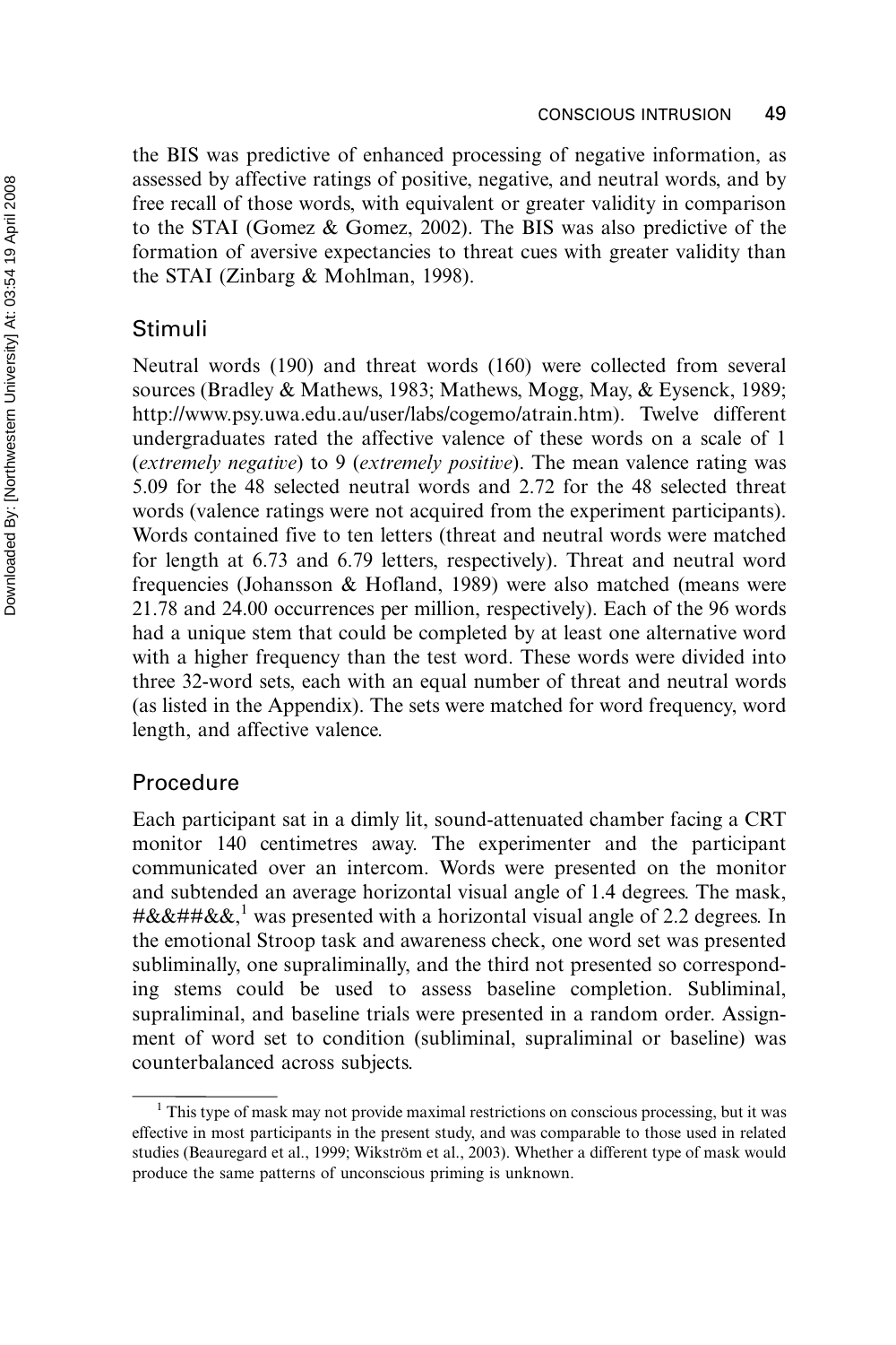the BIS was predictive of enhanced processing of negative information, as assessed by affective ratings of positive, negative, and neutral words, and by free recall of those words, with equivalent or greater validity in comparison to the STAI (Gomez & Gomez, 2002). The BIS was also predictive of the formation of aversive expectancies to threat cues with greater validity than the STAI (Zinbarg & Mohlman, 1998).

## Stimuli

Neutral words (190) and threat words (160) were collected from several sources (Bradley & Mathews, 1983; Mathews, Mogg, May, & Eysenck, 1989; http://www.psy.uwa.edu.au/user/labs/cogemo/atrain.htm). Twelve different undergraduates rated the affective valence of these words on a scale of 1 (*extremely negative*) to 9 (*extremely positive*). The mean valence rating was 5.09 for the 48 selected neutral words and 2.72 for the 48 selected threat words (valence ratings were not acquired from the experiment participants). Words contained five to ten letters (threat and neutral words were matched for length at 6.73 and 6.79 letters, respectively). Threat and neutral word frequencies (Johansson & Hofland, 1989) were also matched (means were 21.78 and 24.00 occurrences per million, respectively). Each of the 96 words had a unique stem that could be completed by at least one alternative word with a higher frequency than the test word. These words were divided into three 32-word sets, each with an equal number of threat and neutral words (as listed in the Appendix). The sets were matched for word frequency, word length, and affective valence.

## Procedure

Each participant sat in a dimly lit, sound-attenuated chamber facing a CRT monitor 140 centimetres away. The experimenter and the participant communicated over an intercom. Words were presented on the monitor and subtended an average horizontal visual angle of 1.4 degrees. The mask, #&&##&&,[1] was presented with a horizontal visual angle of 2.2 degrees. In the emotional Stroop task and awareness check, one word set was presented subliminally, one supraliminally, and the third not presented so corresponding stems could be used to assess baseline completion. Subliminal, supraliminal, and baseline trials were presented in a random order. Assignment of word set to condition (subliminal, supraliminal or baseline) was counterbalanced across subjects.

[1] This type of mask may not provide maximal restrictions on conscious processing, but it was effective in most participants in the present study, and was comparable to those used in related studies (Beauregard et al., 1999; Wikström et al., 2003). Whether a different type of mask would produce the same patterns of unconscious priming is unknown.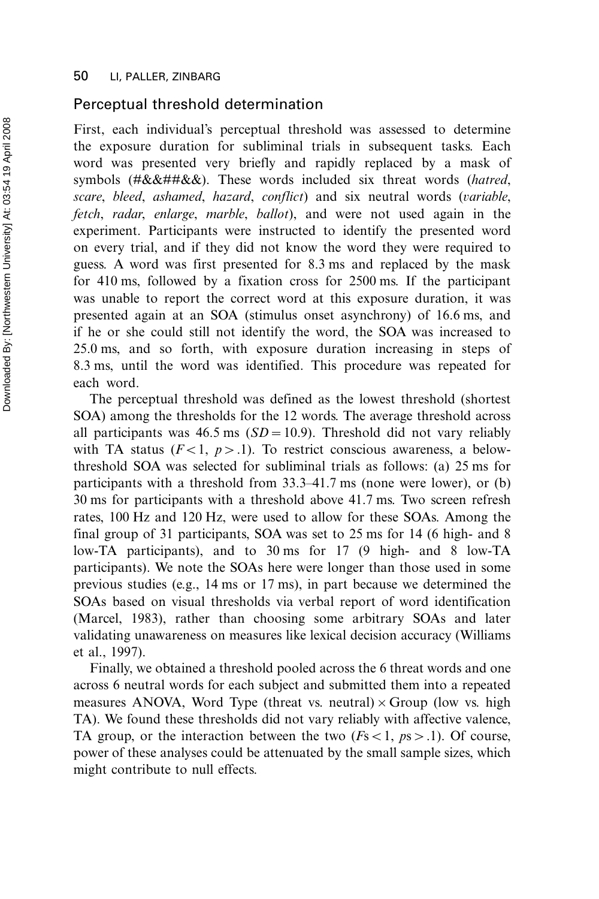## Perceptual threshold determination

First, each individual's perceptual threshold was assessed to determine the exposure duration for subliminal trials in subsequent tasks. Each word was presented very briefly and rapidly replaced by a mask of symbols (#&&##&&). These words included six threat words (*hatred*, *scare*, *bleed*, *ashamed*, *hazard*, *conflict*) and six neutral words (*variable*, *fetch*, *radar*, *enlarge*, *marble*, *ballot*), and were not used again in the experiment. Participants were instructed to identify the presented word on every trial, and if they did not know the word they were required to guess. A word was first presented for 8.3 ms and replaced by the mask for 410 ms, followed by a fixation cross for 2500 ms. If the participant was unable to report the correct word at this exposure duration, it was presented again at an SOA (stimulus onset asynchrony) of 16.6 ms, and if he or she could still not identify the word, the SOA was increased to 25.0 ms, and so forth, with exposure duration increasing in steps of 8.3 ms, until the word was identified. This procedure was repeated for each word.

The perceptual threshold was defined as the lowest threshold (shortest SOA) among the thresholds for the 12 words. The average threshold across all participants was 46.5 ms ($SD = 10.9$). Threshold did not vary reliably with TA status ($F < 1$, $p > .1$). To restrict conscious awareness, a below-threshold SOA was selected for subliminal trials as follows: (a) 25 ms for participants with a threshold from 33.3–41.7 ms (none were lower), or (b) 30 ms for participants with a threshold above 41.7 ms. Two screen refresh rates, 100 Hz and 120 Hz, were used to allow for these SOAs. Among the final group of 31 participants, SOA was set to 25 ms for 14 (6 high- and 8 low-TA participants), and to 30 ms for 17 (9 high- and 8 low-TA participants). We note the SOAs here were longer than those used in some previous studies (e.g., 14 ms or 17 ms), in part because we determined the SOAs based on visual thresholds via verbal report of word identification (Marcel, 1983), rather than choosing some arbitrary SOAs and later validating unawareness on measures like lexical decision accuracy (Williams et al., 1997).

Finally, we obtained a threshold pooled across the 6 threat words and one across 6 neutral words for each subject and submitted them into a repeated measures ANOVA, Word Type (threat vs. neutral) $\times$ Group (low vs. high TA). We found these thresholds did not vary reliably with affective valence, TA group, or the interaction between the two ($F$s $< 1$, $p$s $> .1$). Of course, power of these analyses could be attenuated by the small sample sizes, which might contribute to null effects.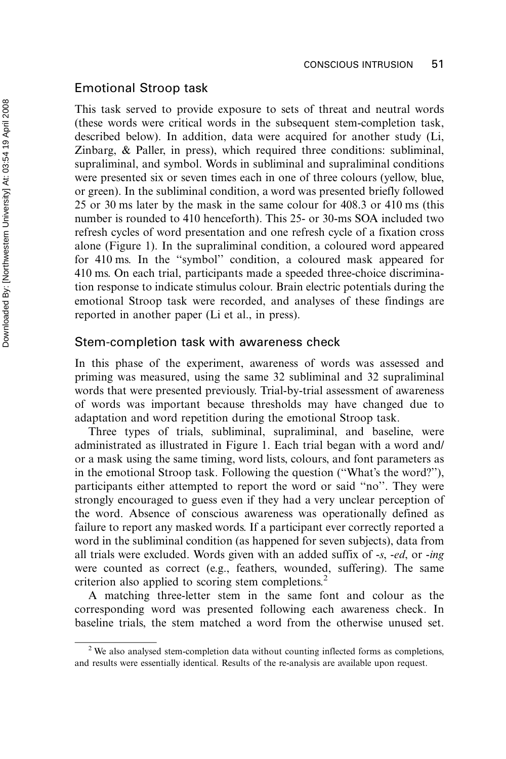## Emotional Stroop task

This task served to provide exposure to sets of threat and neutral words (these words were critical words in the subsequent stem-completion task, described below). In addition, data were acquired for another study (Li, Zinbarg, & Paller, in press), which required three conditions: subliminal, supraliminal, and symbol. Words in subliminal and supraliminal conditions were presented six or seven times each in one of three colours (yellow, blue, or green). In the subliminal condition, a word was presented briefly followed 25 or 30 ms later by the mask in the same colour for 408.3 or 410 ms (this number is rounded to 410 henceforth). This 25- or 30-ms SOA included two refresh cycles of word presentation and one refresh cycle of a fixation cross alone (Figure 1). In the supraliminal condition, a coloured word appeared for 410 ms. In the "symbol" condition, a coloured mask appeared for 410 ms. On each trial, participants made a speeded three-choice discrimination response to indicate stimulus colour. Brain electric potentials during the emotional Stroop task were recorded, and analyses of these findings are reported in another paper (Li et al., in press).

## Stem-completion task with awareness check

In this phase of the experiment, awareness of words was assessed and priming was measured, using the same 32 subliminal and 32 supraliminal words that were presented previously. Trial-by-trial assessment of awareness of words was important because thresholds may have changed due to adaptation and word repetition during the emotional Stroop task.

Three types of trials, subliminal, supraliminal, and baseline, were administrated as illustrated in Figure 1. Each trial began with a word and/or a mask using the same timing, word lists, colours, and font parameters as in the emotional Stroop task. Following the question ("What's the word?"), participants either attempted to report the word or said "no". They were strongly encouraged to guess even if they had a very unclear perception of the word. Absence of conscious awareness was operationally defined as failure to report any masked words. If a participant ever correctly reported a word in the subliminal condition (as happened for seven subjects), data from all trials were excluded. Words given with an added suffix of *-s*, *-ed*, or *-ing* were counted as correct (e.g., feathers, wounded, suffering). The same criterion also applied to scoring stem completions.[2]

A matching three-letter stem in the same font and colour as the corresponding word was presented following each awareness check. In baseline trials, the stem matched a word from the otherwise unused set.

[2] We also analysed stem-completion data without counting inflected forms as completions, and results were essentially identical. Results of the re-analysis are available upon request.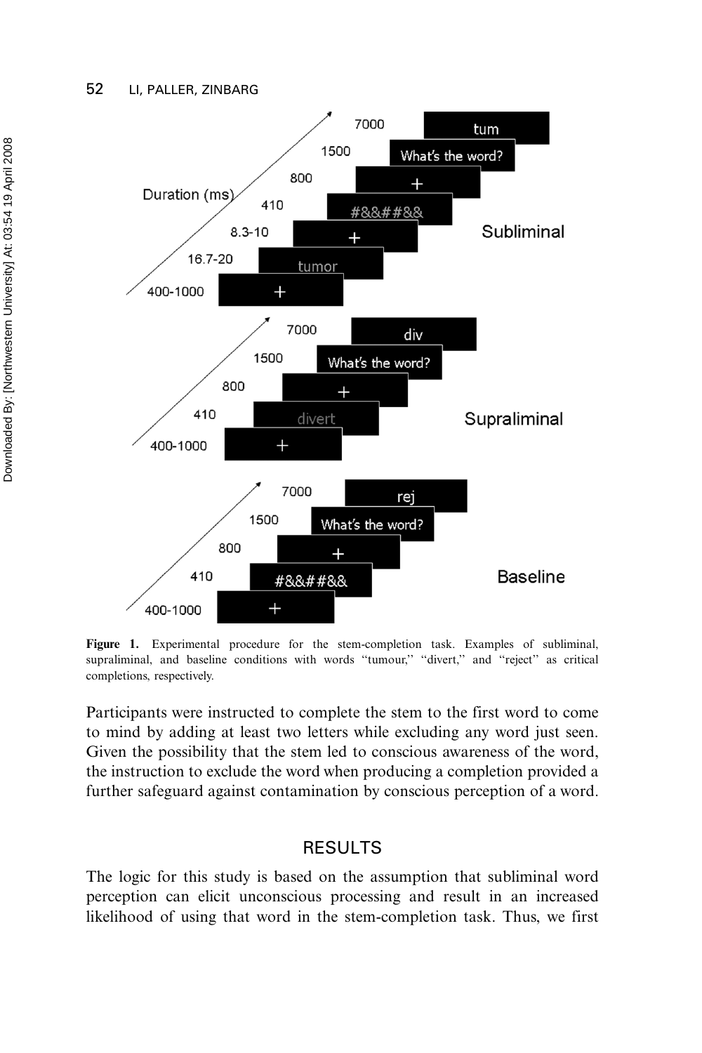**Figure 1.** Experimental procedure for the stem-completion task. Examples of subliminal, supraliminal, and baseline conditions with words "tumour," "divert," and "reject" as critical completions, respectively.

Participants were instructed to complete the stem to the first word to come to mind by adding at least two letters while excluding any word just seen. Given the possibility that the stem led to conscious awareness of the word, the instruction to exclude the word when producing a completion provided a further safeguard against contamination by conscious perception of a word.

## RESULTS

The logic for this study is based on the assumption that subliminal word perception can elicit unconscious processing and result in an increased likelihood of using that word in the stem-completion task. Thus, we first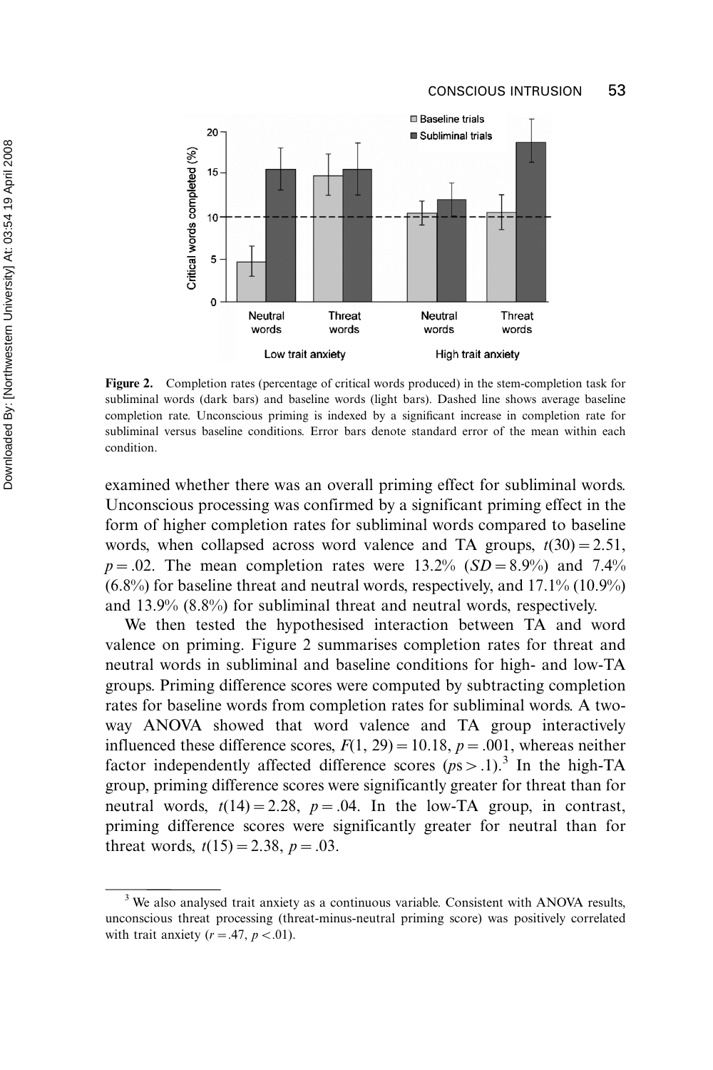**Figure 2.** Completion rates (percentage of critical words produced) in the stem-completion task for subliminal words (dark bars) and baseline words (light bars). Dashed line shows average baseline completion rate. Unconscious priming is indexed by a significant increase in completion rate for subliminal versus baseline conditions. Error bars denote standard error of the mean within each condition.

examined whether there was an overall priming effect for subliminal words. Unconscious processing was confirmed by a significant priming effect in the form of higher completion rates for subliminal words compared to baseline words, when collapsed across word valence and TA groups, $t(30) = 2.51$, $p = .02$. The mean completion rates were 13.2% ($SD = 8.9\%$) and 7.4% (6.8%) for baseline threat and neutral words, respectively, and 17.1% (10.9%) and 13.9% (8.8%) for subliminal threat and neutral words, respectively.

We then tested the hypothesised interaction between TA and word valence on priming. Figure 2 summarises completion rates for threat and neutral words in subliminal and baseline conditions for high- and low-TA groups. Priming difference scores were computed by subtracting completion rates for baseline words from completion rates for subliminal words. A two-way ANOVA showed that word valence and TA group interactively influenced these difference scores, $F(1, 29) = 10.18$, $p = .001$, whereas neither factor independently affected difference scores ($p\text{s} > .1$).[3] In the high-TA group, priming difference scores were significantly greater for threat than for neutral words, $t(14) = 2.28$, $p = .04$. In the low-TA group, in contrast, priming difference scores were significantly greater for neutral than for threat words, $t(15) = 2.38$, $p = .03$.

[3] We also analysed trait anxiety as a continuous variable. Consistent with ANOVA results, unconscious threat processing (threat-minus-neutral priming score) was positively correlated with trait anxiety ($r = .47$, $p < .01$).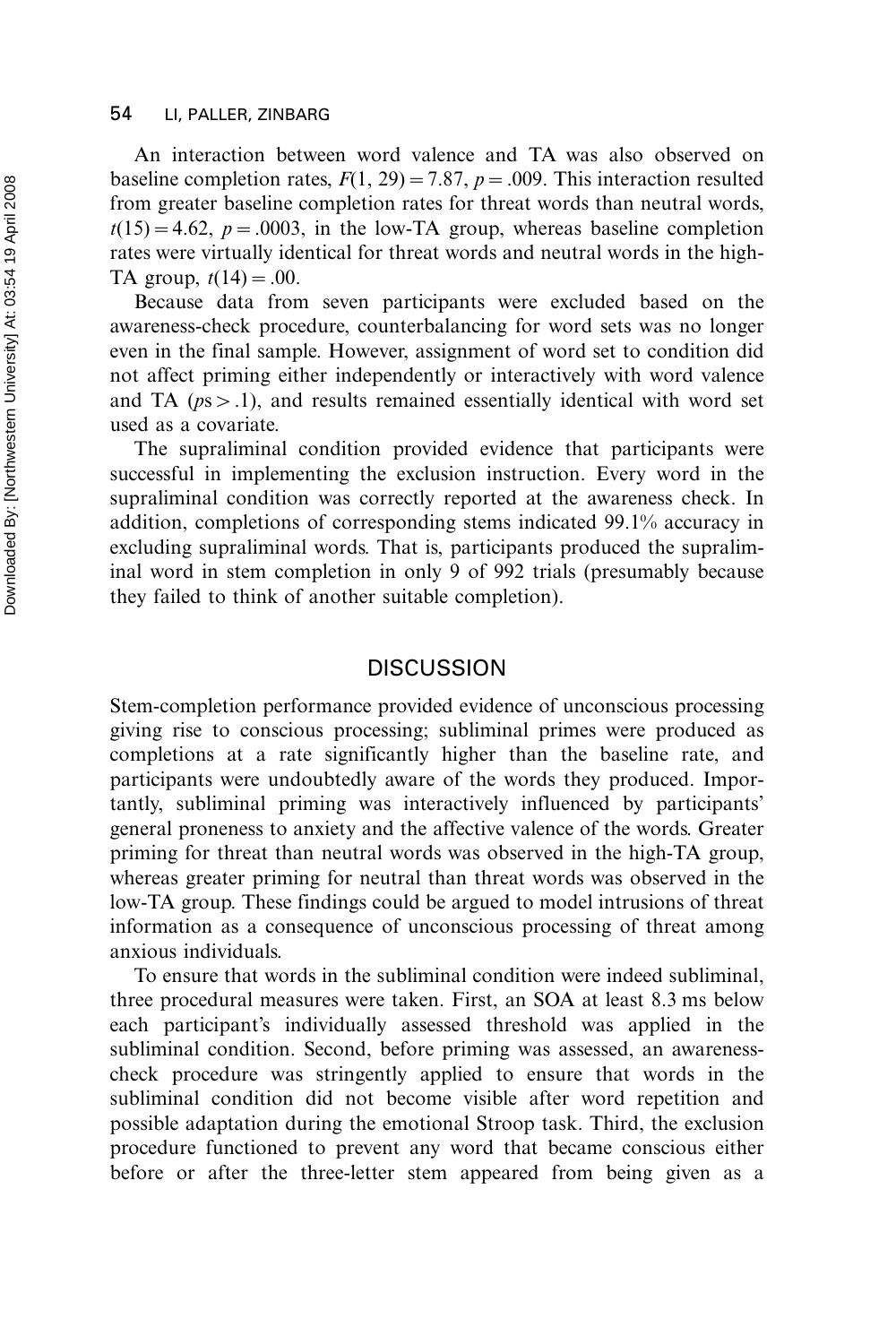An interaction between word valence and TA was also observed on baseline completion rates, $F(1, 29) = 7.87$, $p = .009$. This interaction resulted from greater baseline completion rates for threat words than neutral words, $t(15) = 4.62$, $p = .0003$, in the low-TA group, whereas baseline completion rates were virtually identical for threat words and neutral words in the high-TA group, $t(14) = .00$.

Because data from seven participants were excluded based on the awareness-check procedure, counterbalancing for word sets was no longer even in the final sample. However, assignment of word set to condition did not affect priming either independently or interactively with word valence and TA ($ps > .1$), and results remained essentially identical with word set used as a covariate.

The supraliminal condition provided evidence that participants were successful in implementing the exclusion instruction. Every word in the supraliminal condition was correctly reported at the awareness check. In addition, completions of corresponding stems indicated 99.1% accuracy in excluding supraliminal words. That is, participants produced the supraliminal word in stem completion in only 9 of 992 trials (presumably because they failed to think of another suitable completion).

## DISCUSSION

Stem-completion performance provided evidence of unconscious processing giving rise to conscious processing; subliminal primes were produced as completions at a rate significantly higher than the baseline rate, and participants were undoubtedly aware of the words they produced. Importantly, subliminal priming was interactively influenced by participants' general proneness to anxiety and the affective valence of the words. Greater priming for threat than neutral words was observed in the high-TA group, whereas greater priming for neutral than threat words was observed in the low-TA group. These findings could be argued to model intrusions of threat information as a consequence of unconscious processing of threat among anxious individuals.

To ensure that words in the subliminal condition were indeed subliminal, three procedural measures were taken. First, an SOA at least 8.3 ms below each participant's individually assessed threshold was applied in the subliminal condition. Second, before priming was assessed, an awareness-check procedure was stringently applied to ensure that words in the subliminal condition did not become visible after word repetition and possible adaptation during the emotional Stroop task. Third, the exclusion procedure functioned to prevent any word that became conscious either before or after the three-letter stem appeared from being given as a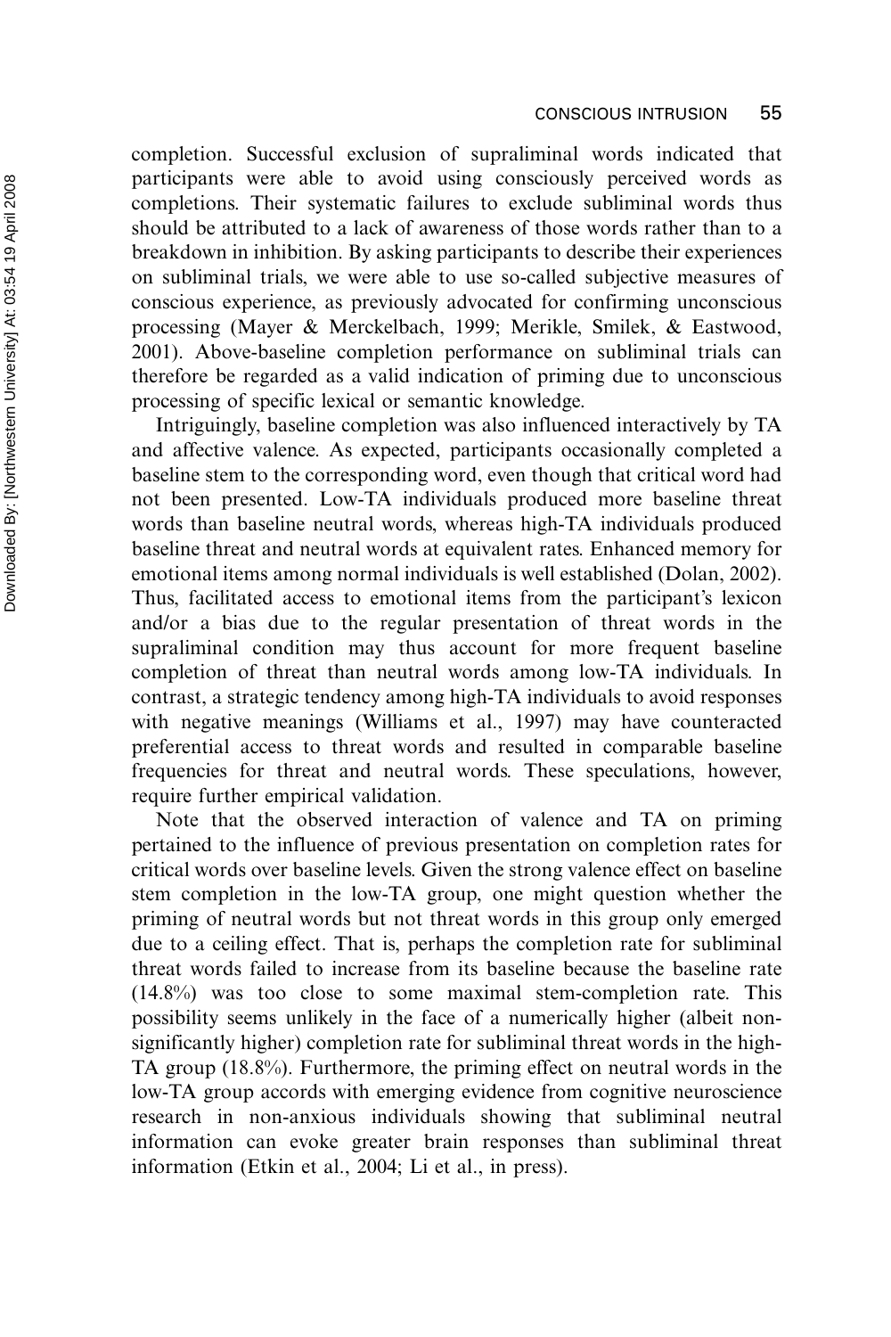completion. Successful exclusion of supraliminal words indicated that participants were able to avoid using consciously perceived words as completions. Their systematic failures to exclude subliminal words thus should be attributed to a lack of awareness of those words rather than to a breakdown in inhibition. By asking participants to describe their experiences on subliminal trials, we were able to use so-called subjective measures of conscious experience, as previously advocated for confirming unconscious processing (Mayer & Merckelbach, 1999; Merikle, Smilek, & Eastwood, 2001). Above-baseline completion performance on subliminal trials can therefore be regarded as a valid indication of priming due to unconscious processing of specific lexical or semantic knowledge.

Intriguingly, baseline completion was also influenced interactively by TA and affective valence. As expected, participants occasionally completed a baseline stem to the corresponding word, even though that critical word had not been presented. Low-TA individuals produced more baseline threat words than baseline neutral words, whereas high-TA individuals produced baseline threat and neutral words at equivalent rates. Enhanced memory for emotional items among normal individuals is well established (Dolan, 2002). Thus, facilitated access to emotional items from the participant's lexicon and/or a bias due to the regular presentation of threat words in the supraliminal condition may thus account for more frequent baseline completion of threat than neutral words among low-TA individuals. In contrast, a strategic tendency among high-TA individuals to avoid responses with negative meanings (Williams et al., 1997) may have counteracted preferential access to threat words and resulted in comparable baseline frequencies for threat and neutral words. These speculations, however, require further empirical validation.

Note that the observed interaction of valence and TA on priming pertained to the influence of previous presentation on completion rates for critical words over baseline levels. Given the strong valence effect on baseline stem completion in the low-TA group, one might question whether the priming of neutral words but not threat words in this group only emerged due to a ceiling effect. That is, perhaps the completion rate for subliminal threat words failed to increase from its baseline because the baseline rate (14.8%) was too close to some maximal stem-completion rate. This possibility seems unlikely in the face of a numerically higher (albeit non-significantly higher) completion rate for subliminal threat words in the high-TA group (18.8%). Furthermore, the priming effect on neutral words in the low-TA group accords with emerging evidence from cognitive neuroscience research in non-anxious individuals showing that subliminal neutral information can evoke greater brain responses than subliminal threat information (Etkin et al., 2004; Li et al., in press).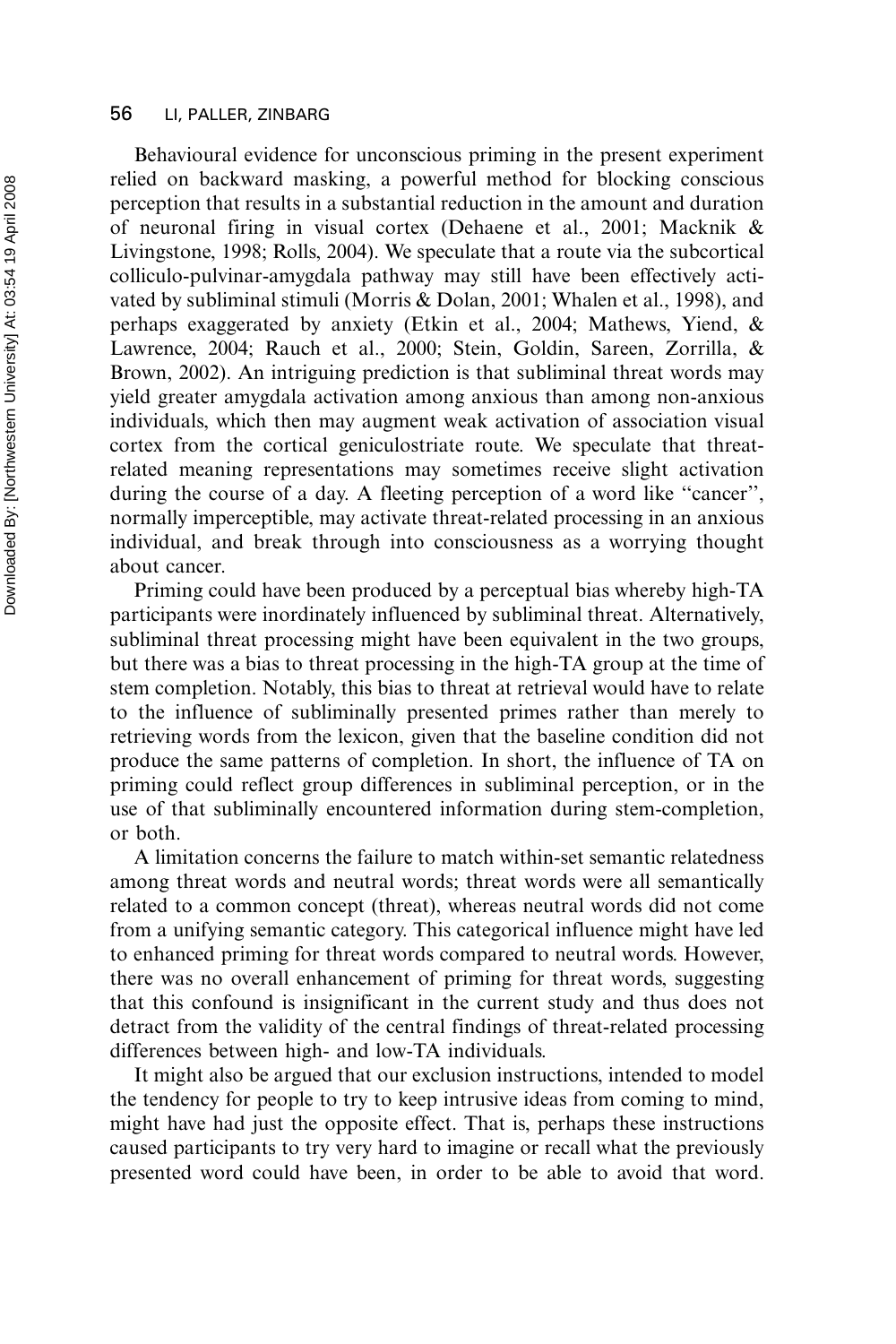Behavioural evidence for unconscious priming in the present experiment relied on backward masking, a powerful method for blocking conscious perception that results in a substantial reduction in the amount and duration of neuronal firing in visual cortex (Dehaene et al., 2001; Macknik & Livingstone, 1998; Rolls, 2004). We speculate that a route via the subcortical colliculo-pulvinar-amygdala pathway may still have been effectively activated by subliminal stimuli (Morris & Dolan, 2001; Whalen et al., 1998), and perhaps exaggerated by anxiety (Etkin et al., 2004; Mathews, Yiend, & Lawrence, 2004; Rauch et al., 2000; Stein, Goldin, Sareen, Zorrilla, & Brown, 2002). An intriguing prediction is that subliminal threat words may yield greater amygdala activation among anxious than among non-anxious individuals, which then may augment weak activation of association visual cortex from the cortical geniculostriate route. We speculate that threat-related meaning representations may sometimes receive slight activation during the course of a day. A fleeting perception of a word like "cancer", normally imperceptible, may activate threat-related processing in an anxious individual, and break through into consciousness as a worrying thought about cancer.

Priming could have been produced by a perceptual bias whereby high-TA participants were inordinately influenced by subliminal threat. Alternatively, subliminal threat processing might have been equivalent in the two groups, but there was a bias to threat processing in the high-TA group at the time of stem completion. Notably, this bias to threat at retrieval would have to relate to the influence of subliminally presented primes rather than merely to retrieving words from the lexicon, given that the baseline condition did not produce the same patterns of completion. In short, the influence of TA on priming could reflect group differences in subliminal perception, or in the use of that subliminally encountered information during stem-completion, or both.

A limitation concerns the failure to match within-set semantic relatedness among threat words and neutral words; threat words were all semantically related to a common concept (threat), whereas neutral words did not come from a unifying semantic category. This categorical influence might have led to enhanced priming for threat words compared to neutral words. However, there was no overall enhancement of priming for threat words, suggesting that this confound is insignificant in the current study and thus does not detract from the validity of the central findings of threat-related processing differences between high- and low-TA individuals.

It might also be argued that our exclusion instructions, intended to model the tendency for people to try to keep intrusive ideas from coming to mind, might have had just the opposite effect. That is, perhaps these instructions caused participants to try very hard to imagine or recall what the previously presented word could have been, in order to be able to avoid that word.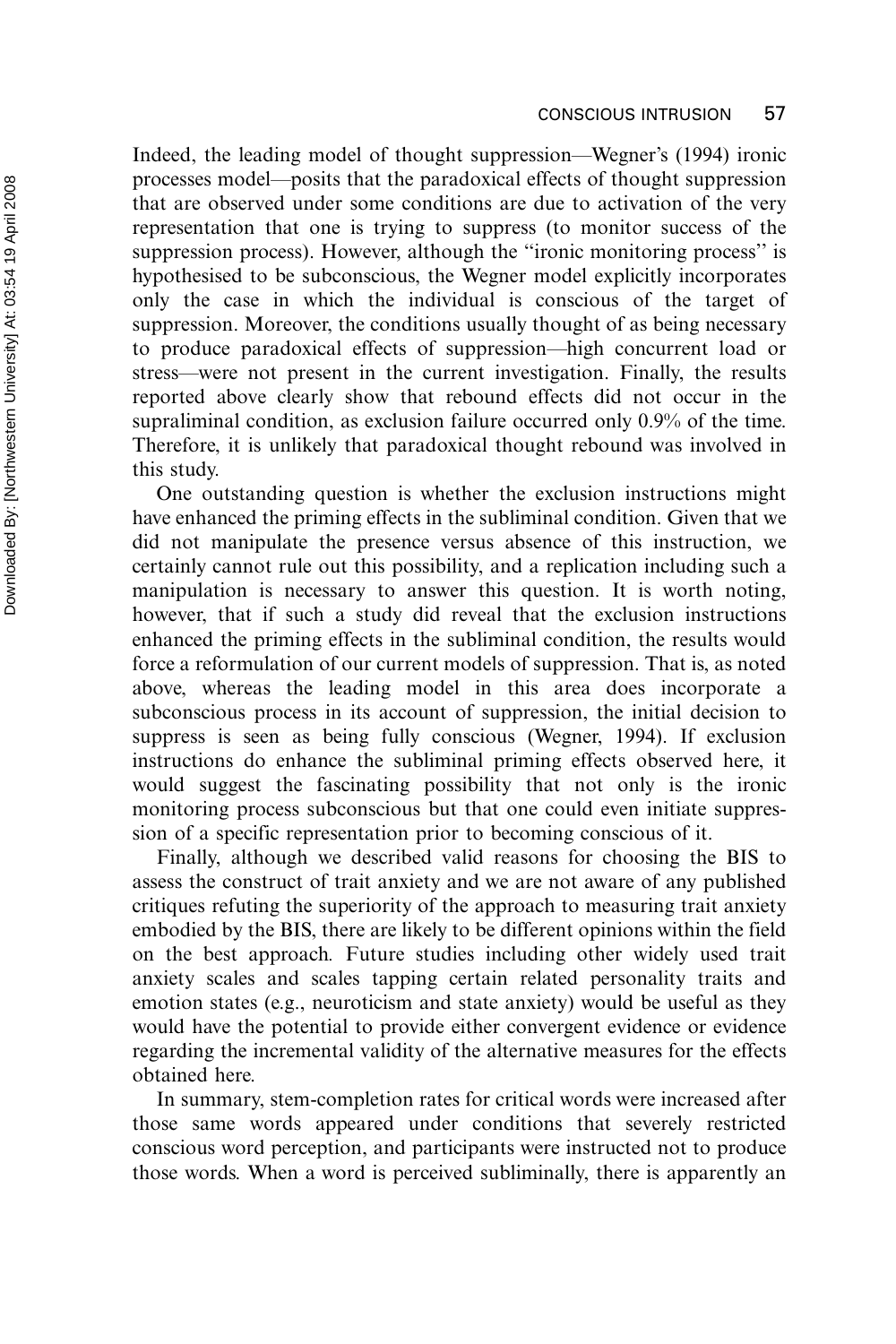Indeed, the leading model of thought suppression—Wegner's (1994) ironic processes model—posits that the paradoxical effects of thought suppression that are observed under some conditions are due to activation of the very representation that one is trying to suppress (to monitor success of the suppression process). However, although the "ironic monitoring process" is hypothesised to be subconscious, the Wegner model explicitly incorporates only the case in which the individual is conscious of the target of suppression. Moreover, the conditions usually thought of as being necessary to produce paradoxical effects of suppression—high concurrent load or stress—were not present in the current investigation. Finally, the results reported above clearly show that rebound effects did not occur in the supraliminal condition, as exclusion failure occurred only 0.9% of the time. Therefore, it is unlikely that paradoxical thought rebound was involved in this study.

One outstanding question is whether the exclusion instructions might have enhanced the priming effects in the subliminal condition. Given that we did not manipulate the presence versus absence of this instruction, we certainly cannot rule out this possibility, and a replication including such a manipulation is necessary to answer this question. It is worth noting, however, that if such a study did reveal that the exclusion instructions enhanced the priming effects in the subliminal condition, the results would force a reformulation of our current models of suppression. That is, as noted above, whereas the leading model in this area does incorporate a subconscious process in its account of suppression, the initial decision to suppress is seen as being fully conscious (Wegner, 1994). If exclusion instructions do enhance the subliminal priming effects observed here, it would suggest the fascinating possibility that not only is the ironic monitoring process subconscious but that one could even initiate suppression of a specific representation prior to becoming conscious of it.

Finally, although we described valid reasons for choosing the BIS to assess the construct of trait anxiety and we are not aware of any published critiques refuting the superiority of the approach to measuring trait anxiety embodied by the BIS, there are likely to be different opinions within the field on the best approach. Future studies including other widely used trait anxiety scales and scales tapping certain related personality traits and emotion states (e.g., neuroticism and state anxiety) would be useful as they would have the potential to provide either convergent evidence or evidence regarding the incremental validity of the alternative measures for the effects obtained here.

In summary, stem-completion rates for critical words were increased after those same words appeared under conditions that severely restricted conscious word perception, and participants were instructed not to produce those words. When a word is perceived subliminally, there is apparently an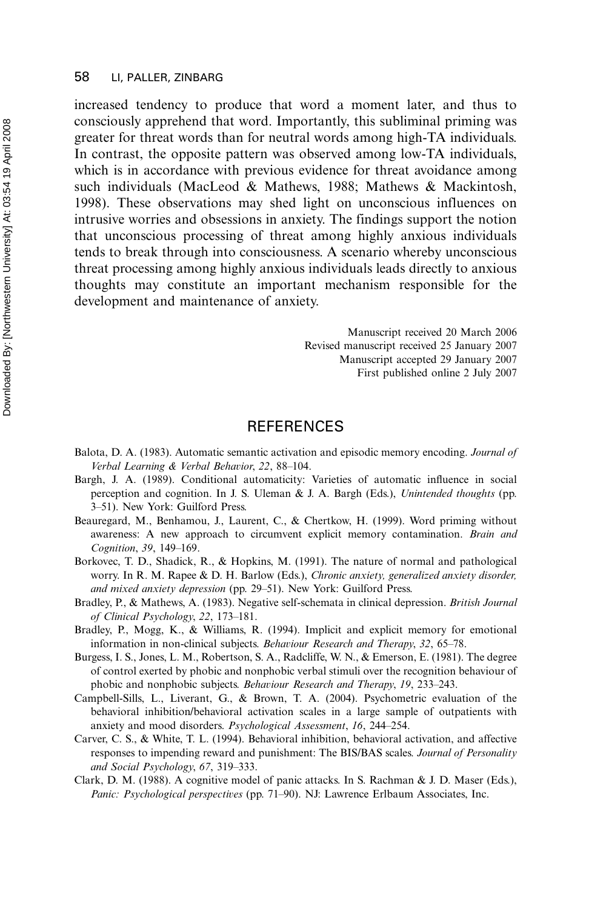increased tendency to produce that word a moment later, and thus to consciously apprehend that word. Importantly, this subliminal priming was greater for threat words than for neutral words among high-TA individuals. In contrast, the opposite pattern was observed among low-TA individuals, which is in accordance with previous evidence for threat avoidance among such individuals (MacLeod & Mathews, 1988; Mathews & Mackintosh, 1998). These observations may shed light on unconscious influences on intrusive worries and obsessions in anxiety. The findings support the notion that unconscious processing of threat among highly anxious individuals tends to break through into consciousness. A scenario whereby unconscious threat processing among highly anxious individuals leads directly to anxious thoughts may constitute an important mechanism responsible for the development and maintenance of anxiety.

Manuscript received 20 March 2006
Revised manuscript received 25 January 2007
Manuscript accepted 29 January 2007
First published online 2 July 2007

## REFERENCES

Balota, D. A. (1983). Automatic semantic activation and episodic memory encoding. *Journal of Verbal Learning & Verbal Behavior*, *22*, 88–104.

Bargh, J. A. (1989). Conditional automaticity: Varieties of automatic influence in social perception and cognition. In J. S. Uleman & J. A. Bargh (Eds.), *Unintended thoughts* (pp. 3–51). New York: Guilford Press.

Beauregard, M., Benhamou, J., Laurent, C., & Chertkow, H. (1999). Word priming without awareness: A new approach to circumvent explicit memory contamination. *Brain and Cognition*, *39*, 149–169.

Borkovec, T. D., Shadick, R., & Hopkins, M. (1991). The nature of normal and pathological worry. In R. M. Rapee & D. H. Barlow (Eds.), *Chronic anxiety, generalized anxiety disorder, and mixed anxiety depression* (pp. 29–51). New York: Guilford Press.

Bradley, P., & Mathews, A. (1983). Negative self-schemata in clinical depression. *British Journal of Clinical Psychology*, *22*, 173–181.

Bradley, P., Mogg, K., & Williams, R. (1994). Implicit and explicit memory for emotional information in non-clinical subjects. *Behaviour Research and Therapy*, *32*, 65–78.

Burgess, I. S., Jones, L. M., Robertson, S. A., Radcliffe, W. N., & Emerson, E. (1981). The degree of control exerted by phobic and nonphobic verbal stimuli over the recognition behaviour of phobic and nonphobic subjects. *Behaviour Research and Therapy*, *19*, 233–243.

Campbell-Sills, L., Liverant, G., & Brown, T. A. (2004). Psychometric evaluation of the behavioral inhibition/behavioral activation scales in a large sample of outpatients with anxiety and mood disorders. *Psychological Assessment*, *16*, 244–254.

Carver, C. S., & White, T. L. (1994). Behavioral inhibition, behavioral activation, and affective responses to impending reward and punishment: The BIS/BAS scales. *Journal of Personality and Social Psychology*, *67*, 319–333.

Clark, D. M. (1988). A cognitive model of panic attacks. In S. Rachman & J. D. Maser (Eds.), *Panic: Psychological perspectives* (pp. 71–90). NJ: Lawrence Erlbaum Associates, Inc.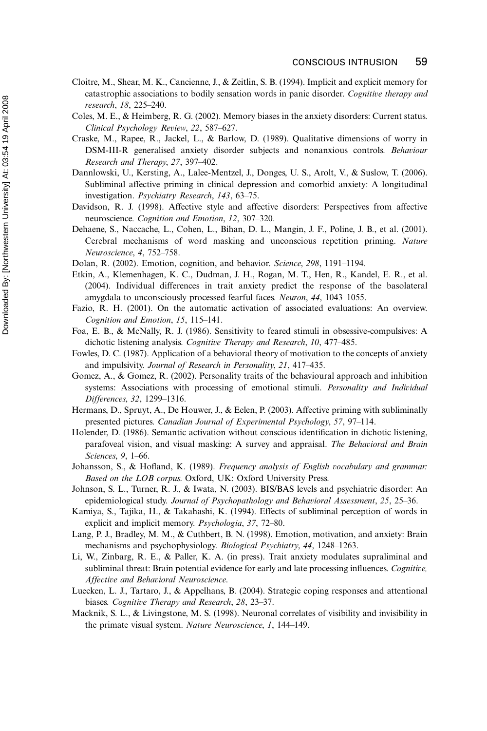Cloitre, M., Shear, M. K., Cancienne, J., & Zeitlin, S. B. (1994). Implicit and explicit memory for catastrophic associations to bodily sensation words in panic disorder. *Cognitive therapy and research*, *18*, 225–240.

Coles, M. E., & Heimberg, R. G. (2002). Memory biases in the anxiety disorders: Current status. *Clinical Psychology Review*, *22*, 587–627.

Craske, M., Rapee, R., Jackel, L., & Barlow, D. (1989). Qualitative dimensions of worry in DSM-III-R generalised anxiety disorder subjects and nonanxious controls. *Behaviour Research and Therapy*, *27*, 397–402.

Dannlowski, U., Kersting, A., Lalee-Mentzel, J., Donges, U. S., Arolt, V., & Suslow, T. (2006). Subliminal affective priming in clinical depression and comorbid anxiety: A longitudinal investigation. *Psychiatry Research*, *143*, 63–75.

Davidson, R. J. (1998). Affective style and affective disorders: Perspectives from affective neuroscience. *Cognition and Emotion*, *12*, 307–320.

Dehaene, S., Naccache, L., Cohen, L., Bihan, D. L., Mangin, J. F., Poline, J. B., et al. (2001). Cerebral mechanisms of word masking and unconscious repetition priming. *Nature Neuroscience*, *4*, 752–758.

Dolan, R. (2002). Emotion, cognition, and behavior. *Science*, *298*, 1191–1194.

Etkin, A., Klemenhagen, K. C., Dudman, J. H., Rogan, M. T., Hen, R., Kandel, E. R., et al. (2004). Individual differences in trait anxiety predict the response of the basolateral amygdala to unconsciously processed fearful faces. *Neuron*, *44*, 1043–1055.

Fazio, R. H. (2001). On the automatic activation of associated evaluations: An overview. *Cognition and Emotion*, *15*, 115–141.

Foa, E. B., & McNally, R. J. (1986). Sensitivity to feared stimuli in obsessive-compulsives: A dichotic listening analysis. *Cognitive Therapy and Research*, *10*, 477–485.

Fowles, D. C. (1987). Application of a behavioral theory of motivation to the concepts of anxiety and impulsivity. *Journal of Research in Personality*, *21*, 417–435.

Gomez, A., & Gomez, R. (2002). Personality traits of the behavioural approach and inhibition systems: Associations with processing of emotional stimuli. *Personality and Individual Differences*, *32*, 1299–1316.

Hermans, D., Spruyt, A., De Houwer, J., & Eelen, P. (2003). Affective priming with subliminally presented pictures. *Canadian Journal of Experimental Psychology*, *57*, 97–114.

Holender, D. (1986). Semantic activation without conscious identification in dichotic listening, parafoveal vision, and visual masking: A survey and appraisal. *The Behavioral and Brain Sciences*, *9*, 1–66.

Johansson, S., & Hofland, K. (1989). *Frequency analysis of English vocabulary and grammar: Based on the LOB corpus*. Oxford, UK: Oxford University Press.

Johnson, S. L., Turner, R. J., & Iwata, N. (2003). BIS/BAS levels and psychiatric disorder: An epidemiological study. *Journal of Psychopathology and Behavioral Assessment*, *25*, 25–36.

Kamiya, S., Tajika, H., & Takahashi, K. (1994). Effects of subliminal perception of words in explicit and implicit memory. *Psychologia*, *37*, 72–80.

Lang, P. J., Bradley, M. M., & Cuthbert, B. N. (1998). Emotion, motivation, and anxiety: Brain mechanisms and psychophysiology. *Biological Psychiatry*, *44*, 1248–1263.

Li, W., Zinbarg, R. E., & Paller, K. A. (in press). Trait anxiety modulates supraliminal and subliminal threat: Brain potential evidence for early and late processing influences. *Cognitive, Affective and Behavioral Neuroscience*.

Luecken, L. J., Tartaro, J., & Appelhans, B. (2004). Strategic coping responses and attentional biases. *Cognitive Therapy and Research*, *28*, 23–37.

Macknik, S. L., & Livingstone, M. S. (1998). Neuronal correlates of visibility and invisibility in the primate visual system. *Nature Neuroscience*, *1*, 144–149.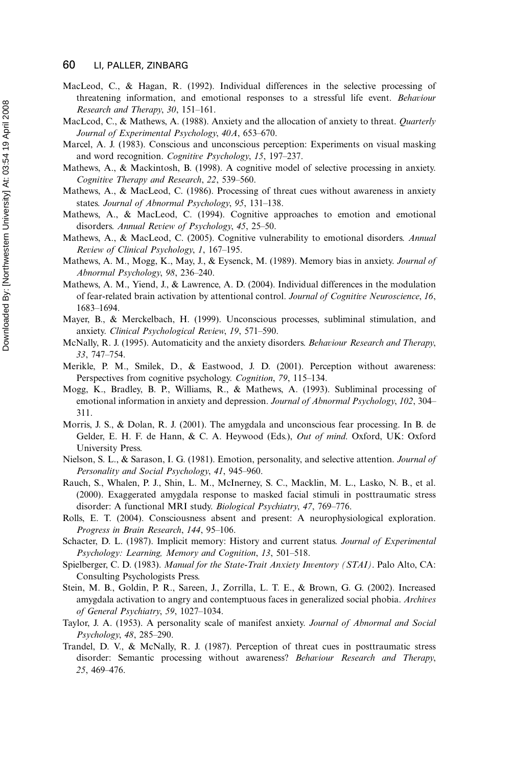MacLeod, C., & Hagan, R. (1992). Individual differences in the selective processing of threatening information, and emotional responses to a stressful life event. *Behaviour Research and Therapy*, *30*, 151–161.

MacLcod, C., & Mathews, A. (1988). Anxiety and the allocation of anxiety to threat. *Quarterly Journal of Experimental Psychology*, *40A*, 653–670.

Marcel, A. J. (1983). Conscious and unconscious perception: Experiments on visual masking and word recognition. *Cognitive Psychology*, *15*, 197–237.

Mathews, A., & Mackintosh, B. (1998). A cognitive model of selective processing in anxiety. *Cognitive Therapy and Research*, *22*, 539–560.

Mathews, A., & MacLeod, C. (1986). Processing of threat cues without awareness in anxiety states. *Journal of Abnormal Psychology*, *95*, 131–138.

Mathews, A., & MacLeod, C. (1994). Cognitive approaches to emotion and emotional disorders. *Annual Review of Psychology*, *45*, 25–50.

Mathews, A., & MacLeod, C. (2005). Cognitive vulnerability to emotional disorders. *Annual Review of Clinical Psychology*, *1*, 167–195.

Mathews, A. M., Mogg, K., May, J., & Eysenck, M. (1989). Memory bias in anxiety. *Journal of Abnormal Psychology*, *98*, 236–240.

Mathews, A. M., Yiend, J., & Lawrence, A. D. (2004). Individual differences in the modulation of fear-related brain activation by attentional control. *Journal of Cognitive Neuroscience*, *16*, 1683–1694.

Mayer, B., & Merckelbach, H. (1999). Unconscious processes, subliminal stimulation, and anxiety. *Clinical Psychological Review*, *19*, 571–590.

McNally, R. J. (1995). Automaticity and the anxiety disorders. *Behaviour Research and Therapy*, *33*, 747–754.

Merikle, P. M., Smilek, D., & Eastwood, J. D. (2001). Perception without awareness: Perspectives from cognitive psychology. *Cognition*, *79*, 115–134.

Mogg, K., Bradley, B. P., Williams, R., & Mathews, A. (1993). Subliminal processing of emotional information in anxiety and depression. *Journal of Abnormal Psychology*, *102*, 304–311.

Morris, J. S., & Dolan, R. J. (2001). The amygdala and unconscious fear processing. In B. de Gelder, E. H. F. de Hann, & C. A. Heywood (Eds.), *Out of mind*. Oxford, UK: Oxford University Press.

Nielson, S. L., & Sarason, I. G. (1981). Emotion, personality, and selective attention. *Journal of Personality and Social Psychology*, *41*, 945–960.

Rauch, S., Whalen, P. J., Shin, L. M., McInerney, S. C., Macklin, M. L., Lasko, N. B., et al. (2000). Exaggerated amygdala response to masked facial stimuli in posttraumatic stress disorder: A functional MRI study. *Biological Psychiatry*, *47*, 769–776.

Rolls, E. T. (2004). Consciousness absent and present: A neurophysiological exploration. *Progress in Brain Research*, *144*, 95–106.

Schacter, D. L. (1987). Implicit memory: History and current status. *Journal of Experimental Psychology: Learning, Memory and Cognition*, *13*, 501–518.

Spielberger, C. D. (1983). *Manual for the State-Trait Anxiety Inventory (STAI)*. Palo Alto, CA: Consulting Psychologists Press.

Stein, M. B., Goldin, P. R., Sareen, J., Zorrilla, L. T. E., & Brown, G. G. (2002). Increased amygdala activation to angry and contemptuous faces in generalized social phobia. *Archives of General Psychiatry*, *59*, 1027–1034.

Taylor, J. A. (1953). A personality scale of manifest anxiety. *Journal of Abnormal and Social Psychology*, *48*, 285–290.

Trandel, D. V., & McNally, R. J. (1987). Perception of threat cues in posttraumatic stress disorder: Semantic processing without awareness? *Behaviour Research and Therapy*, *25*, 469–476.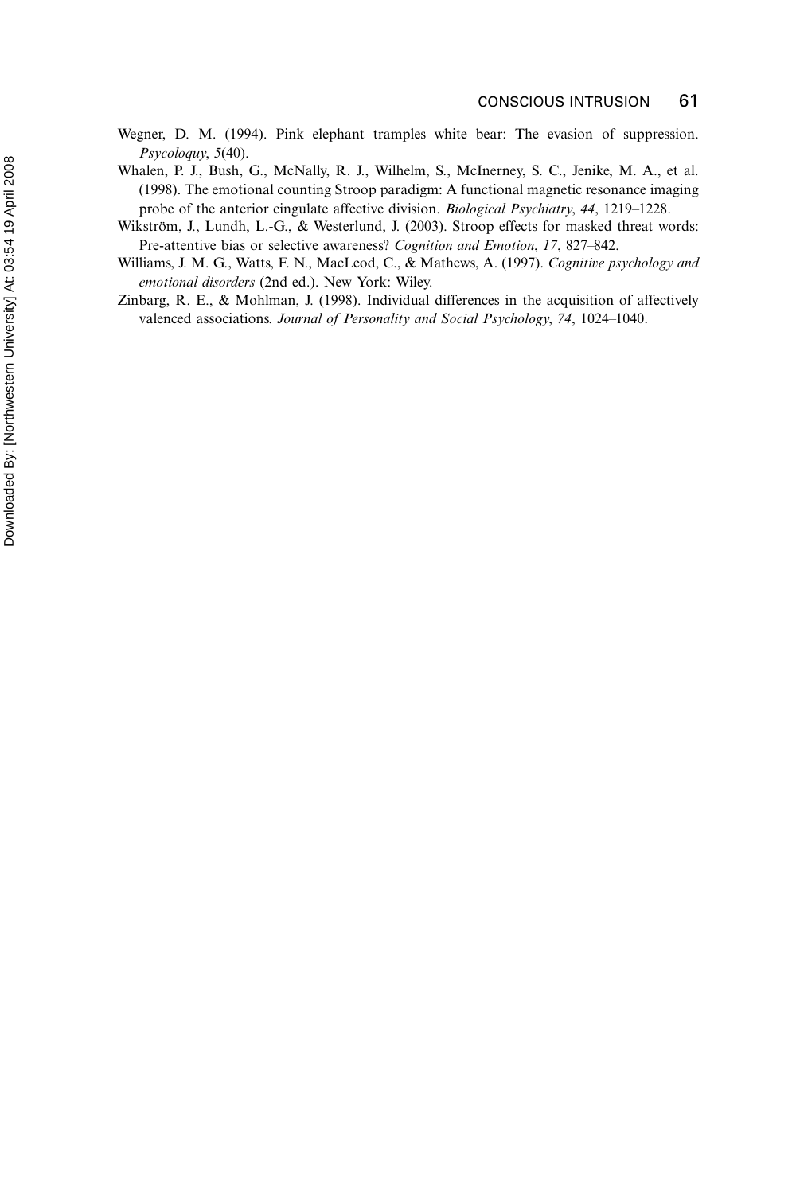Wegner, D. M. (1994). Pink elephant tramples white bear: The evasion of suppression. *Psycoloquy*, *5*(40).

Whalen, P. J., Bush, G., McNally, R. J., Wilhelm, S., McInerney, S. C., Jenike, M. A., et al. (1998). The emotional counting Stroop paradigm: A functional magnetic resonance imaging probe of the anterior cingulate affective division. *Biological Psychiatry*, *44*, 1219–1228.

Wikström, J., Lundh, L.-G., & Westerlund, J. (2003). Stroop effects for masked threat words: Pre-attentive bias or selective awareness? *Cognition and Emotion*, *17*, 827–842.

Williams, J. M. G., Watts, F. N., MacLeod, C., & Mathews, A. (1997). *Cognitive psychology and emotional disorders* (2nd ed.). New York: Wiley.

Zinbarg, R. E., & Mohlman, J. (1998). Individual differences in the acquisition of affectively valenced associations. *Journal of Personality and Social Psychology*, *74*, 1024–1040.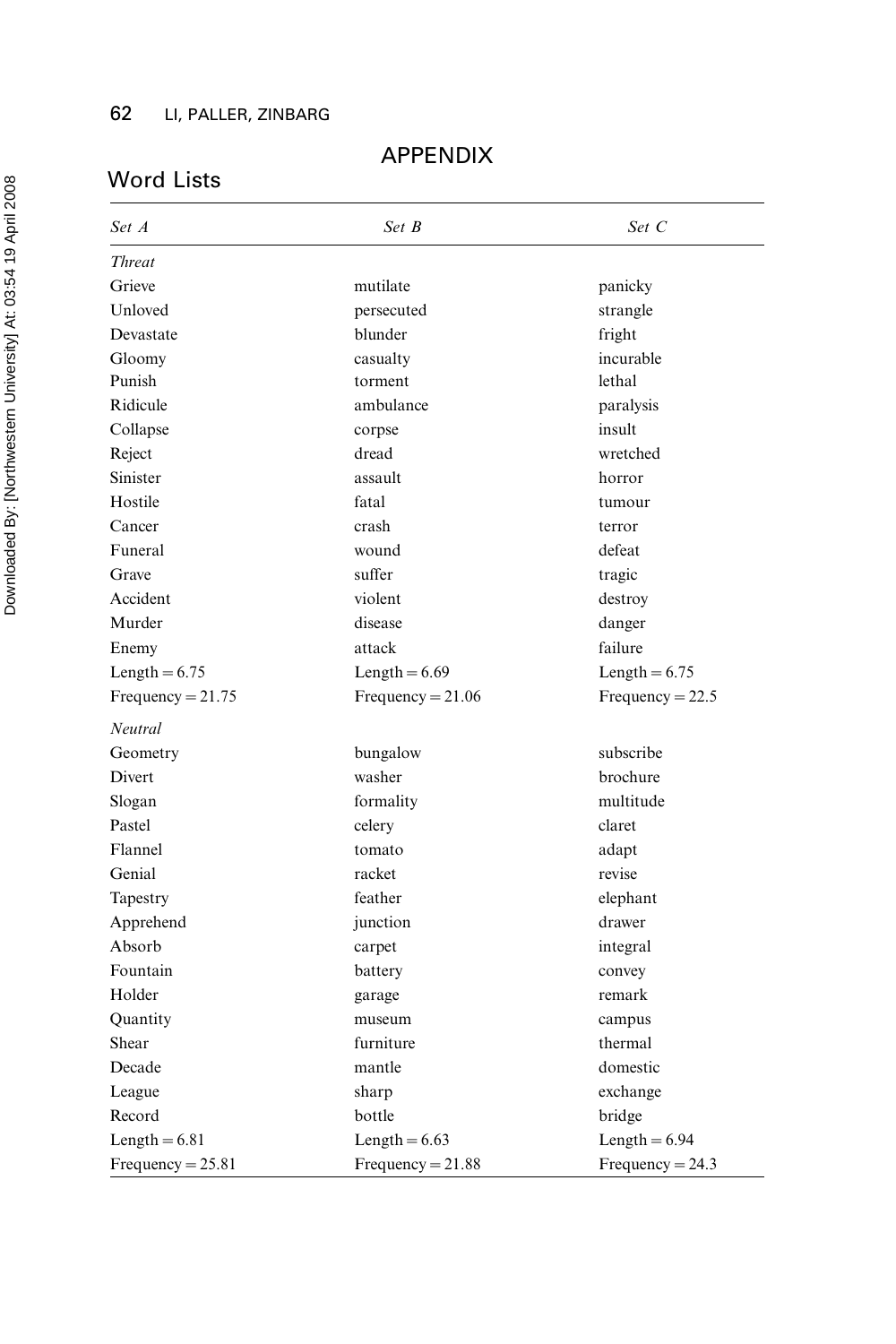# APPENDIX

## Word Lists

| *Set A* | *Set B* | *Set C* |
|---|---|---|
| *Threat* | | |
| Grieve | mutilate | panicky |
| Unloved | persecuted | strangle |
| Devastate | blunder | fright |
| Gloomy | casualty | incurable |
| Punish | torment | lethal |
| Ridicule | ambulance | paralysis |
| Collapse | corpse | insult |
| Reject | dread | wretched |
| Sinister | assault | horror |
| Hostile | fatal | tumour |
| Cancer | crash | terror |
| Funeral | wound | defeat |
| Grave | suffer | tragic |
| Accident | violent | destroy |
| Murder | disease | danger |
| Enemy | attack | failure |
| Length = 6.75 | Length = 6.69 | Length = 6.75 |
| Frequency = 21.75 | Frequency = 21.06 | Frequency = 22.5 |
| *Neutral* | | |
| Geometry | bungalow | subscribe |
| Divert | washer | brochure |
| Slogan | formality | multitude |
| Pastel | celery | claret |
| Flannel | tomato | adapt |
| Genial | racket | revise |
| Tapestry | feather | elephant |
| Apprehend | junction | drawer |
| Absorb | carpet | integral |
| Fountain | battery | convey |
| Holder | garage | remark |
| Quantity | museum | campus |
| Shear | furniture | thermal |
| Decade | mantle | domestic |
| League | sharp | exchange |
| Record | bottle | bridge |
| Length = 6.81 | Length = 6.63 | Length = 6.94 |
| Frequency = 25.81 | Frequency = 21.88 | Frequency = 24.3 |